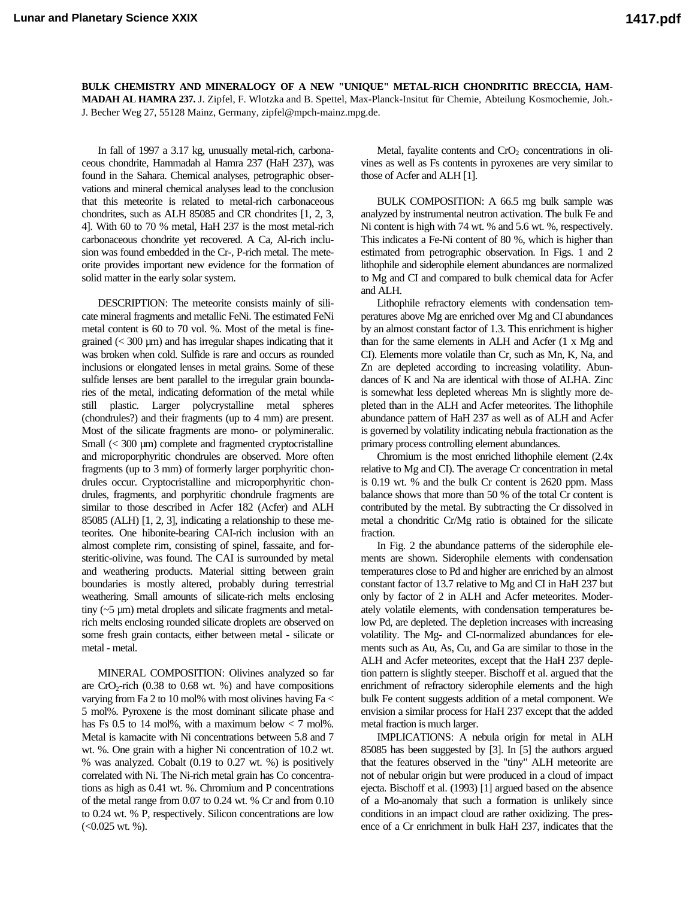**BULK CHEMISTRY AND MINERALOGY OF A NEW "UNIQUE" METAL-RICH CHONDRITIC BRECCIA, HAMMADAH AL HAMRA 237.** J. Zipfel, F. Wlotzka and B. Spettel, Max-Planck-Insitut für Chemie, Abteilung Kosmochemie, Joh.-J. Becher Weg 27, 55128 Mainz, Germany, zipfel@mpch-mainz.mpg.de.

In fall of 1997 a 3.17 kg, unusually metal-rich, carbonaceous chondrite, Hammadah al Hamra 237 (HaH 237), was found in the Sahara. Chemical analyses, petrographic observations and mineral chemical analyses lead to the conclusion that this meteorite is related to metal-rich carbonaceous chondrites, such as ALH 85085 and CR chondrites [1, 2, 3, 4]. With 60 to 70 % metal, HaH 237 is the most metal-rich carbonaceous chondrite yet recovered. A Ca, Al-rich inclusion was found embedded in the Cr-, P-rich metal. The meteorite provides important new evidence for the formation of solid matter in the early solar system.

DESCRIPTION: The meteorite consists mainly of silicate mineral fragments and metallic FeNi. The estimated FeNi metal content is 60 to 70 vol. %. Most of the metal is fine-grained (< 300 µm) and has irregular shapes indicating that it was broken when cold. Sulfide is rare and occurs as rounded inclusions or elongated lenses in metal grains. Some of these sulfide lenses are bent parallel to the irregular grain boundaries of the metal, indicating deformation of the metal while still plastic. Larger polycrystalline metal spheres (chondrules?) and their fragments (up to 4 mm) are present. Most of the silicate fragments are mono- or polymineralic. Small (< 300 µm) complete and fragmented cryptocristalline and microporphyritic chondrules are observed. More often fragments (up to 3 mm) of formerly larger porphyritic chondrules occur. Cryptocristalline and microporphyritic chondrules, fragments, and porphyritic chondrule fragments are similar to those described in Acfer 182 (Acfer) and ALH 85085 (ALH) [1, 2, 3], indicating a relationship to these meteorites. One hibonite-bearing CAI-rich inclusion with an almost complete rim, consisting of spinel, fassaite, and forsteritic-olivine, was found. The CAI is surrounded by metal and weathering products. Material sitting between grain boundaries is mostly altered, probably during terrestrial weathering. Small amounts of silicate-rich melts enclosing tiny (~5 µm) metal droplets and silicate fragments and metal-rich melts enclosing rounded silicate droplets are observed on some fresh grain contacts, either between metal - silicate or metal - metal.

MINERAL COMPOSITION: Olivines analyzed so far are $CrO_2$-rich (0.38 to 0.68 wt. %) and have compositions varying from Fa 2 to 10 mol% with most olivines having Fa < 5 mol%. Pyroxene is the most dominant silicate phase and has Fs 0.5 to 14 mol%, with a maximum below < 7 mol%. Metal is kamacite with Ni concentrations between 5.8 and 7 wt. %. One grain with a higher Ni concentration of 10.2 wt. % was analyzed. Cobalt (0.19 to 0.27 wt. %) is positively correlated with Ni. The Ni-rich metal grain has Co concentrations as high as 0.41 wt. %. Chromium and P concentrations of the metal range from 0.07 to 0.24 wt. % Cr and from 0.10 to 0.24 wt. % P, respectively. Silicon concentrations are low (<0.025 wt. %).

Metal, fayalite contents and $CrO_2$ concentrations in olivines as well as Fs contents in pyroxenes are very similar to those of Acfer and ALH [1].

BULK COMPOSITION: A 66.5 mg bulk sample was analyzed by instrumental neutron activation. The bulk Fe and Ni content is high with 74 wt. % and 5.6 wt. %, respectively. This indicates a Fe-Ni content of 80 %, which is higher than estimated from petrographic observation. In Figs. 1 and 2 lithophile and siderophile element abundances are normalized to Mg and CI and compared to bulk chemical data for Acfer and ALH.

Lithophile refractory elements with condensation temperatures above Mg are enriched over Mg and CI abundances by an almost constant factor of 1.3. This enrichment is higher than for the same elements in ALH and Acfer (1 x Mg and CI). Elements more volatile than Cr, such as Mn, K, Na, and Zn are depleted according to increasing volatility. Abundances of K and Na are identical with those of ALHA. Zinc is somewhat less depleted whereas Mn is slightly more depleted than in the ALH and Acfer meteorites. The lithophile abundance pattern of HaH 237 as well as of ALH and Acfer is governed by volatility indicating nebula fractionation as the primary process controlling element abundances.

Chromium is the most enriched lithophile element (2.4x relative to Mg and CI). The average Cr concentration in metal is 0.19 wt. % and the bulk Cr content is 2620 ppm. Mass balance shows that more than 50 % of the total Cr content is contributed by the metal. By subtracting the Cr dissolved in metal a chondritic Cr/Mg ratio is obtained for the silicate fraction.

In Fig. 2 the abundance patterns of the siderophile elements are shown. Siderophile elements with condensation temperatures close to Pd and higher are enriched by an almost constant factor of 13.7 relative to Mg and CI in HaH 237 but only by factor of 2 in ALH and Acfer meteorites. Moderately volatile elements, with condensation temperatures below Pd, are depleted. The depletion increases with increasing volatility. The Mg- and CI-normalized abundances for elements such as Au, As, Cu, and Ga are similar to those in the ALH and Acfer meteorites, except that the HaH 237 depletion pattern is slightly steeper. Bischoff et al. argued that the enrichment of refractory siderophile elements and the high bulk Fe content suggests addition of a metal component. We envision a similar process for HaH 237 except that the added metal fraction is much larger.

IMPLICATIONS: A nebula origin for metal in ALH 85085 has been suggested by [3]. In [5] the authors argued that the features observed in the "tiny" ALH meteorite are not of nebular origin but were produced in a cloud of impact ejecta. Bischoff et al. (1993) [1] argued based on the absence of a Mo-anomaly that such a formation is unlikely since conditions in an impact cloud are rather oxidizing. The presence of a Cr enrichment in bulk HaH 237, indicates that the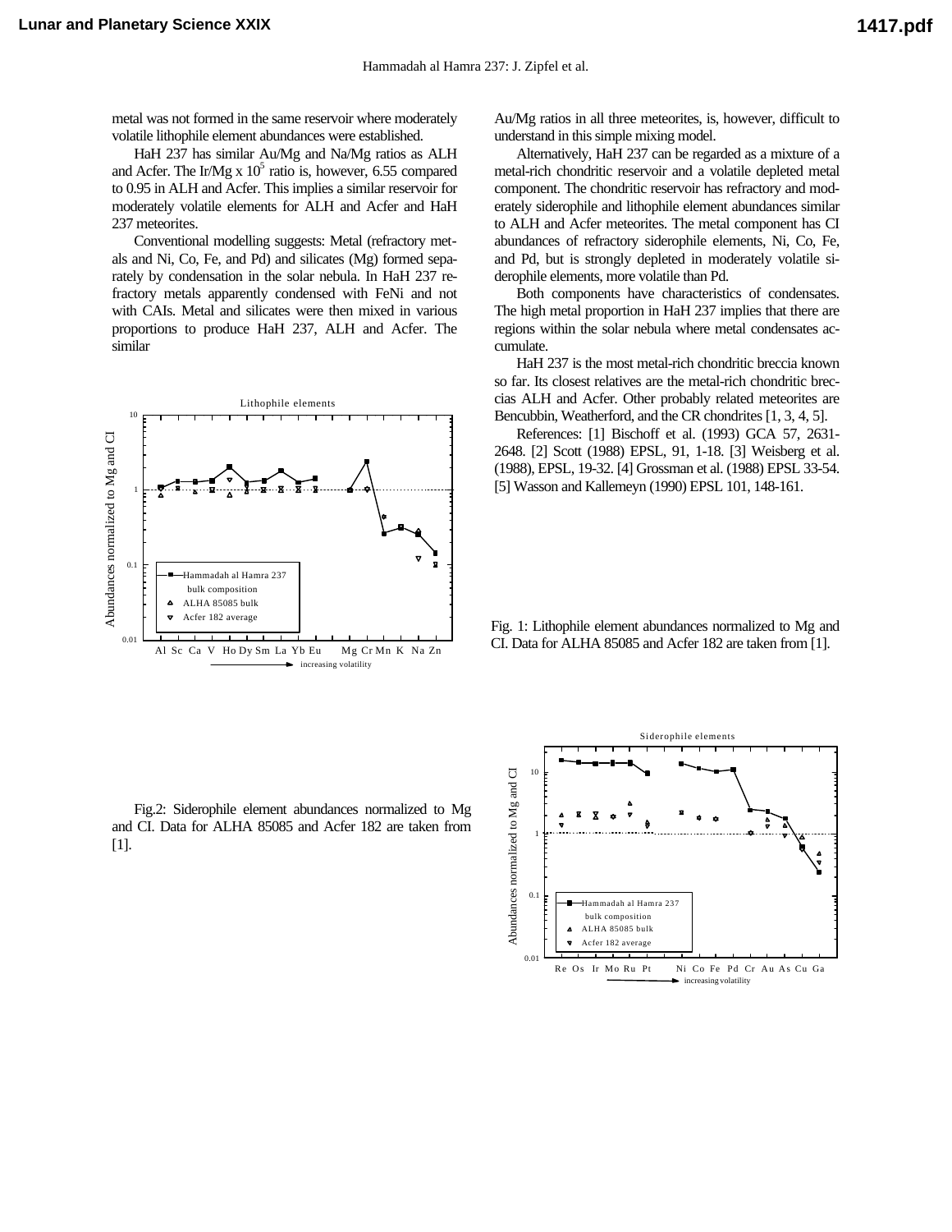metal was not formed in the same reservoir where moderately volatile lithophile element abundances were established.

HaH 237 has similar Au/Mg and Na/Mg ratios as ALH and Acfer. The Ir/Mg x $10^5$ ratio is, however, 6.55 compared to 0.95 in ALH and Acfer. This implies a similar reservoir for moderately volatile elements for ALH and Acfer and HaH 237 meteorites.

Conventional modelling suggests: Metal (refractory metals and Ni, Co, Fe, and Pd) and silicates (Mg) formed separately by condensation in the solar nebula. In HaH 237 refractory metals apparently condensed with FeNi and not with CAIs. Metal and silicates were then mixed in various proportions to produce HaH 237, ALH and Acfer. The similar Au/Mg ratios in all three meteorites, is, however, difficult to understand in this simple mixing model.

Alternatively, HaH 237 can be regarded as a mixture of a metal-rich chondritic reservoir and a volatile depleted metal component. The chondritic reservoir has refractory and moderately siderophile and lithophile element abundances similar to ALH and Acfer meteorites. The metal component has CI abundances of refractory siderophile elements, Ni, Co, Fe, and Pd, but is strongly depleted in moderately volatile siderophile elements, more volatile than Pd.

Both components have characteristics of condensates. The high metal proportion in HaH 237 implies that there are regions within the solar nebula where metal condensates accumulate.

HaH 237 is the most metal-rich chondritic breccia known so far. Its closest relatives are the metal-rich chondritic breccias ALH and Acfer. Other probably related meteorites are Bencubbin, Weatherford, and the CR chondrites [1, 3, 4, 5].

References: [1] Bischoff et al. (1993) GCA 57, 2631-2648. [2] Scott (1988) EPSL, 91, 1-18. [3] Weisberg et al. (1988), EPSL, 19-32. [4] Grossman et al. (1988) EPSL 33-54. [5] Wasson and Kallemeyn (1990) EPSL 101, 148-161.

Lithophile elements

Abundances normalized to Mg and CI

10

1

0.1

0.01

Hammadah al Hamra 237 bulk composition

ALHA 85085 bulk

Acfer 182 average

Al Sc Ca V Ho Dy Sm La Yb Eu Mg Cr Mn K Na Zn

increasing volatility

Fig. 1: Lithophile element abundances normalized to Mg and CI. Data for ALHA 85085 and Acfer 182 are taken from [1].

Siderophile elements

Abundances normalized to Mg and CI

10

1

0.1

0.01

Hammadah al Hamra 237 bulk composition

ALHA 85085 bulk

Acfer 182 average

Re Os Ir Mo Ru Pt Ni Co Fe Pd Cr Au As Cu Ga

increasing volatility

Fig.2: Siderophile element abundances normalized to Mg and CI. Data for ALHA 85085 and Acfer 182 are taken from [1].